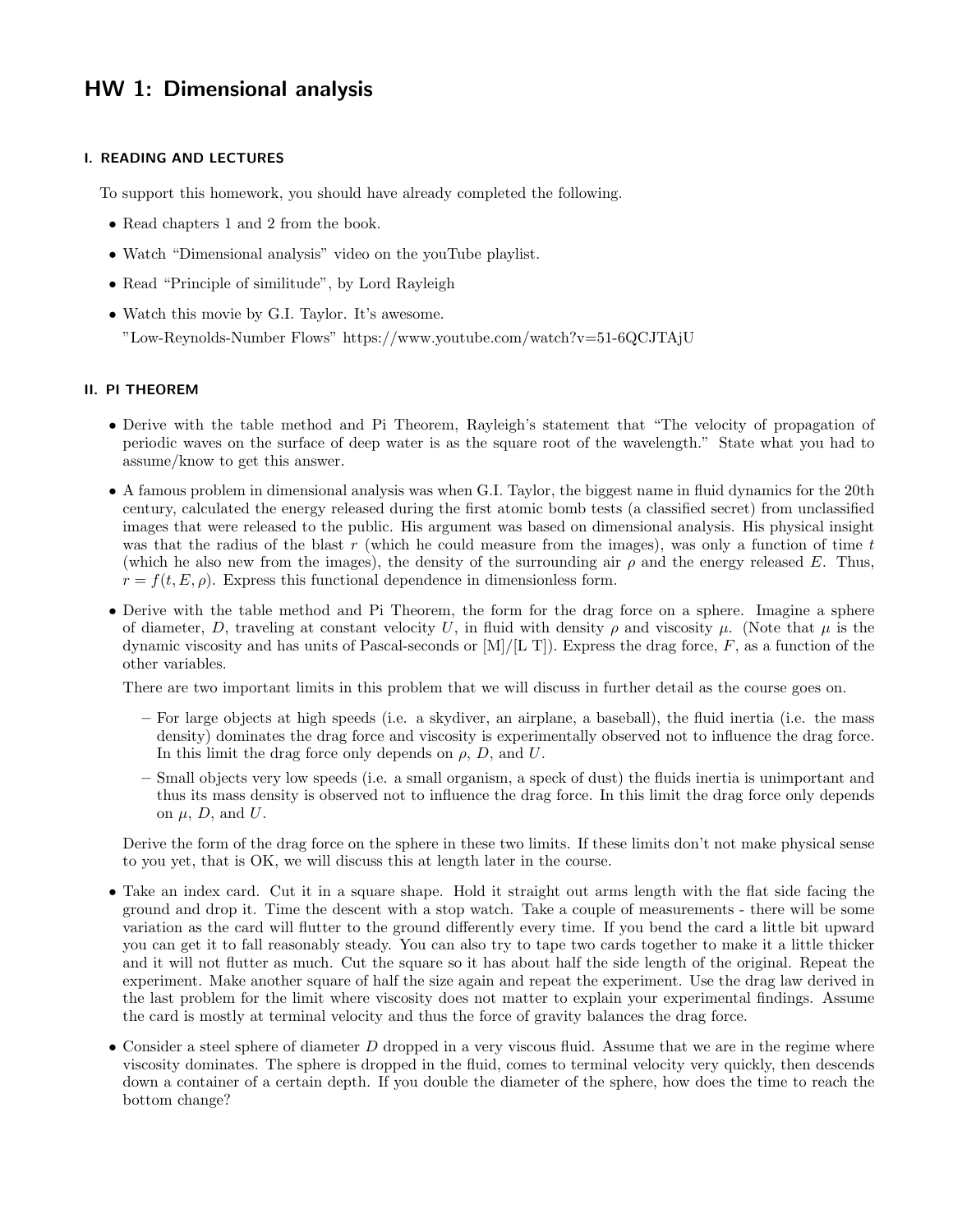# HW 1: Dimensional analysis

## I. READING AND LECTURES

To support this homework, you should have already completed the following.

- Read chapters 1 and 2 from the book.
- Watch "Dimensional analysis" video on the youTube playlist.
- Read "Principle of similitude", by Lord Rayleigh
- Watch this movie by G.I. Taylor. It's awesome.
  "Low-Reynolds-Number Flows" https://www.youtube.com/watch?v=51-6QCJTAjU

## II. PI THEOREM

- Derive with the table method and Pi Theorem, Rayleigh's statement that "The velocity of propagation of periodic waves on the surface of deep water is as the square root of the wavelength." State what you had to assume/know to get this answer.
- A famous problem in dimensional analysis was when G.I. Taylor, the biggest name in fluid dynamics for the 20th century, calculated the energy released during the first atomic bomb tests (a classified secret) from unclassified images that were released to the public. His argument was based on dimensional analysis. His physical insight was that the radius of the blast $r$ (which he could measure from the images), was only a function of time $t$ (which he also new from the images), the density of the surrounding air $\rho$ and the energy released $E$. Thus, $r = f(t, E, \rho)$. Express this functional dependence in dimensionless form.
- Derive with the table method and Pi Theorem, the form for the drag force on a sphere. Imagine a sphere of diameter, $D$, traveling at constant velocity $U$, in fluid with density $\rho$ and viscosity $\mu$. (Note that $\mu$ is the dynamic viscosity and has units of Pascal-seconds or [M]/[L T]). Express the drag force, $F$, as a function of the other variables.

  There are two important limits in this problem that we will discuss in further detail as the course goes on.

  - For large objects at high speeds (i.e. a skydiver, an airplane, a baseball), the fluid inertia (i.e. the mass density) dominates the drag force and viscosity is experimentally observed not to influence the drag force. In this limit the drag force only depends on $\rho$, $D$, and $U$.
  - Small objects very low speeds (i.e. a small organism, a speck of dust) the fluids inertia is unimportant and thus its mass density is observed not to influence the drag force. In this limit the drag force only depends on $\mu$, $D$, and $U$.

  Derive the form of the drag force on the sphere in these two limits. If these limits don't not make physical sense to you yet, that is OK, we will discuss this at length later in the course.

- Take an index card. Cut it in a square shape. Hold it straight out arms length with the flat side facing the ground and drop it. Time the descent with a stop watch. Take a couple of measurements - there will be some variation as the card will flutter to the ground differently every time. If you bend the card a little bit upward you can get it to fall reasonably steady. You can also try to tape two cards together to make it a little thicker and it will not flutter as much. Cut the square so it has about half the side length of the original. Repeat the experiment. Make another square of half the size again and repeat the experiment. Use the drag law derived in the last problem for the limit where viscosity does not matter to explain your experimental findings. Assume the card is mostly at terminal velocity and thus the force of gravity balances the drag force.
- Consider a steel sphere of diameter $D$ dropped in a very viscous fluid. Assume that we are in the regime where viscosity dominates. The sphere is dropped in the fluid, comes to terminal velocity very quickly, then descends down a container of a certain depth. If you double the diameter of the sphere, how does the time to reach the bottom change?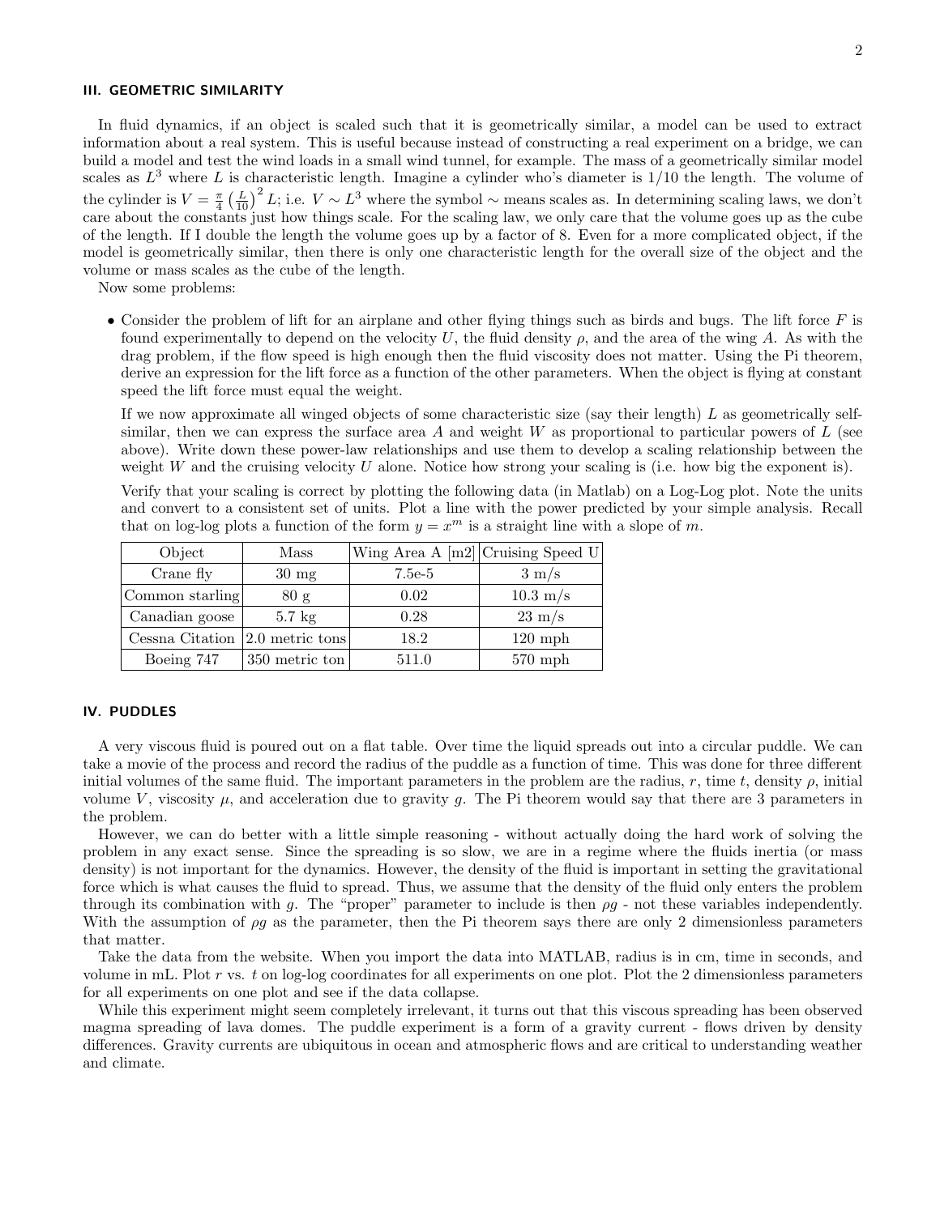### III. GEOMETRIC SIMILARITY

In fluid dynamics, if an object is scaled such that it is geometrically similar, a model can be used to extract information about a real system. This is useful because instead of constructing a real experiment on a bridge, we can build a model and test the wind loads in a small wind tunnel, for example. The mass of a geometrically similar model scales as $L^3$ where $L$ is characteristic length. Imagine a cylinder who's diameter is 1/10 the length. The volume of the cylinder is $V = \frac{\pi}{4}\left(\frac{L}{10}\right)^2 L$; i.e. $V \sim L^3$ where the symbol $\sim$ means scales as. In determining scaling laws, we don't care about the constants just how things scale. For the scaling law, we only care that the volume goes up as the cube of the length. If I double the length the volume goes up by a factor of 8. Even for a more complicated object, if the model is geometrically similar, then there is only one characteristic length for the overall size of the object and the volume or mass scales as the cube of the length.

Now some problems:

- Consider the problem of lift for an airplane and other flying things such as birds and bugs. The lift force $F$ is found experimentally to depend on the velocity $U$, the fluid density $\rho$, and the area of the wing $A$. As with the drag problem, if the flow speed is high enough then the fluid viscosity does not matter. Using the Pi theorem, derive an expression for the lift force as a function of the other parameters. When the object is flying at constant speed the lift force must equal the weight.

  If we now approximate all winged objects of some characteristic size (say their length) $L$ as geometrically self-similar, then we can express the surface area $A$ and weight $W$ as proportional to particular powers of $L$ (see above). Write down these power-law relationships and use them to develop a scaling relationship between the weight $W$ and the cruising velocity $U$ alone. Notice how strong your scaling is (i.e. how big the exponent is).

  Verify that your scaling is correct by plotting the following data (in Matlab) on a Log-Log plot. Note the units and convert to a consistent set of units. Plot a line with the power predicted by your simple analysis. Recall that on log-log plots a function of the form $y = x^m$ is a straight line with a slope of $m$.

| Object | Mass | Wing Area A [m2] | Cruising Speed U |
|---|---|---|---|
| Crane fly | 30 mg | 7.5e-5 | 3 m/s |
| Common starling | 80 g | 0.02 | 10.3 m/s |
| Canadian goose | 5.7 kg | 0.28 | 23 m/s |
| Cessna Citation | 2.0 metric tons | 18.2 | 120 mph |
| Boeing 747 | 350 metric ton | 511.0 | 570 mph |

### IV. PUDDLES

A very viscous fluid is poured out on a flat table. Over time the liquid spreads out into a circular puddle. We can take a movie of the process and record the radius of the puddle as a function of time. This was done for three different initial volumes of the same fluid. The important parameters in the problem are the radius, $r$, time $t$, density $\rho$, initial volume $V$, viscosity $\mu$, and acceleration due to gravity $g$. The Pi theorem would say that there are 3 parameters in the problem.

However, we can do better with a little simple reasoning - without actually doing the hard work of solving the problem in any exact sense. Since the spreading is so slow, we are in a regime where the fluids inertia (or mass density) is not important for the dynamics. However, the density of the fluid is important in setting the gravitational force which is what causes the fluid to spread. Thus, we assume that the density of the fluid only enters the problem through its combination with $g$. The "proper" parameter to include is then $\rho g$ - not these variables independently. With the assumption of $\rho g$ as the parameter, then the Pi theorem says there are only 2 dimensionless parameters that matter.

Take the data from the website. When you import the data into MATLAB, radius is in cm, time in seconds, and volume in mL. Plot $r$ vs. $t$ on log-log coordinates for all experiments on one plot. Plot the 2 dimensionless parameters for all experiments on one plot and see if the data collapse.

While this experiment might seem completely irrelevant, it turns out that this viscous spreading has been observed magma spreading of lava domes. The puddle experiment is a form of a gravity current - flows driven by density differences. Gravity currents are ubiquitous in ocean and atmospheric flows and are critical to understanding weather and climate.